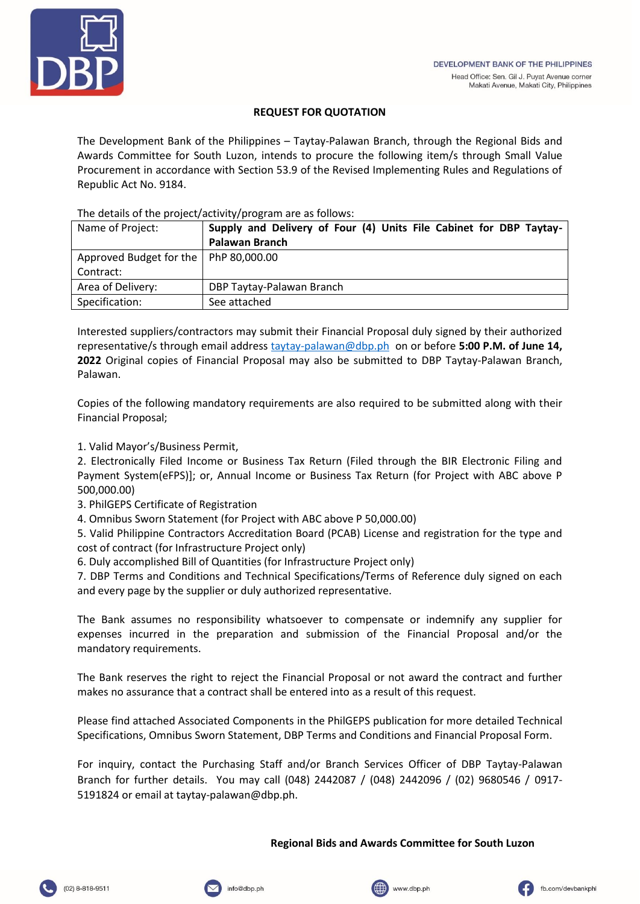## REQUEST FOR QUOTATION

The Development Bank of the Philippines – Taytay-Palawan Branch, through the Regional Bids and Awards Committee for South Luzon, intends to procure the following item/s through Small Value Procurement in accordance with Section 53.9 of the Revised Implementing Rules and Regulations of Republic Act No. 9184.

The details of the project/activity/program are as follows:

| Name of Project: | **Supply and Delivery of Four (4) Units File Cabinet for DBP Taytay-Palawan Branch** |
|---|---|
| Approved Budget for the Contract: | PhP 80,000.00 |
| Area of Delivery: | DBP Taytay-Palawan Branch |
| Specification: | See attached |

Interested suppliers/contractors may submit their Financial Proposal duly signed by their authorized representative/s through email address taytay-palawan@dbp.ph on or before **5:00 P.M. of June 14, 2022** Original copies of Financial Proposal may also be submitted to DBP Taytay-Palawan Branch, Palawan.

Copies of the following mandatory requirements are also required to be submitted along with their Financial Proposal;

1. Valid Mayor's/Business Permit,
2. Electronically Filed Income or Business Tax Return (Filed through the BIR Electronic Filing and Payment System(eFPS)]; or, Annual Income or Business Tax Return (for Project with ABC above P 500,000.00)
3. PhilGEPS Certificate of Registration
4. Omnibus Sworn Statement (for Project with ABC above P 50,000.00)
5. Valid Philippine Contractors Accreditation Board (PCAB) License and registration for the type and cost of contract (for Infrastructure Project only)
6. Duly accomplished Bill of Quantities (for Infrastructure Project only)
7. DBP Terms and Conditions and Technical Specifications/Terms of Reference duly signed on each and every page by the supplier or duly authorized representative.

The Bank assumes no responsibility whatsoever to compensate or indemnify any supplier for expenses incurred in the preparation and submission of the Financial Proposal and/or the mandatory requirements.

The Bank reserves the right to reject the Financial Proposal or not award the contract and further makes no assurance that a contract shall be entered into as a result of this request.

Please find attached Associated Components in the PhilGEPS publication for more detailed Technical Specifications, Omnibus Sworn Statement, DBP Terms and Conditions and Financial Proposal Form.

For inquiry, contact the Purchasing Staff and/or Branch Services Officer of DBP Taytay-Palawan Branch for further details. You may call (048) 2442087 / (048) 2442096 / (02) 9680546 / 0917-5191824 or email at taytay-palawan@dbp.ph.

**Regional Bids and Awards Committee for South Luzon**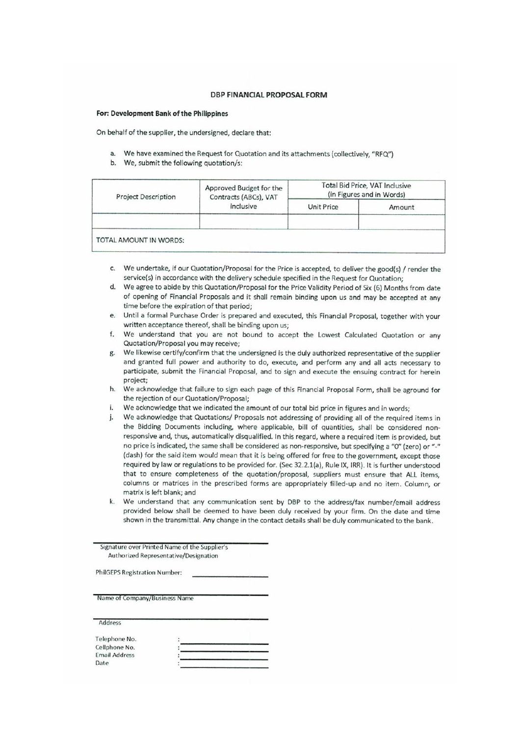# DBP FINANCIAL PROPOSAL FORM

**For: Development Bank of the Philippines**

On behalf of the supplier, the undersigned, declare that:

a. We have examined the Request for Quotation and its attachments (collectively, "RFQ")
b. We, submit the following quotation/s:

| Project Description | Approved Budget for the Contracts (ABCs), VAT inclusive | Total Bid Price, VAT Inclusive (in Figures and in Words) | |
|---|---|---|---|
| | | Unit Price | Amount |
| | | | |
| TOTAL AMOUNT IN WORDS: | | | |

c. We undertake, if our Quotation/Proposal for the Price is accepted, to deliver the good(s) / render the service(s) in accordance with the delivery schedule specified in the Request for Quotation;
d. We agree to abide by this Quotation/Proposal for the Price Validity Period of Six (6) Months from date of opening of Financial Proposals and it shall remain binding upon us and may be accepted at any time before the expiration of that period;
e. Until a formal Purchase Order is prepared and executed, this Financial Proposal, together with your written acceptance thereof, shall be binding upon us;
f. We understand that you are not bound to accept the Lowest Calculated Quotation or any Quotation/Proposal you may receive;
g. We likewise certify/confirm that the undersigned is the duly authorized representative of the supplier and granted full power and authority to do, execute, and perform any and all acts necessary to participate, submit the Financial Proposal, and to sign and execute the ensuing contract for herein project;
h. We acknowledge that failure to sign each page of this Financial Proposal Form, shall be aground for the rejection of our Quotation/Proposal;
i. We acknowledge that we indicated the amount of our total bid price in figures and in words;
j. We acknowledge that Quotations/ Proposals not addressing of providing all of the required items in the Bidding Documents including, where applicable, bill of quantities, shall be considered non-responsive and, thus, automatically disqualified. In this regard, where a required item is provided, but no price is indicated, the same shall be considered as non-responsive, but specifying a "0" (zero) or "-" (dash) for the said item would mean that it is being offered for free to the government, except those required by law or regulations to be provided for. (Sec 32.2.1(a), Rule IX, IRR). It is further understood that to ensure completeness of the quotation/proposal, suppliers must ensure that ALL items, columns or matrices in the prescribed forms are appropriately filled-up and no item. Column, or matrix is left blank; and
k. We understand that any communication sent by DBP to the address/fax number/email address provided below shall be deemed to have been duly received by your firm. On the date and time shown in the transmittal. Any change in the contact details shall be duly communicated to the bank.

______________________________
Signature over Printed Name of the Supplier's Authorized Representative/Designation

PhilGEPS Registration Number: ______________

______________________________
Name of Company/Business Name

______________________________
Address

Telephone No. : ______________
Cellphone No. : ______________
Email Address : ______________
Date : ______________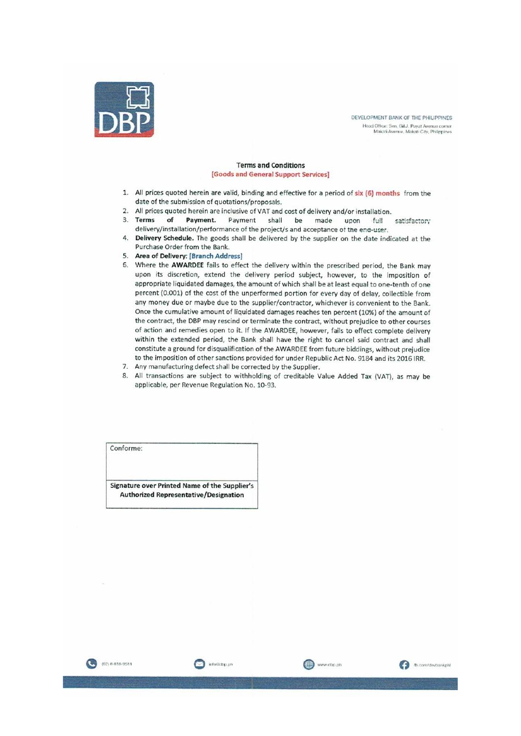DBP

DEVELOPMENT BANK OF THE PHILIPPINES
Head Office: Sen. Gil J. Puyat Avenue corner Makati Avenue, Makati City, Philippines

### Terms and Conditions
**[Goods and General Support Services]**

1. All prices quoted herein are valid, binding and effective for a period of **six (6) months** from the date of the submission of quotations/proposals.
2. All prices quoted herein are inclusive of VAT and cost of delivery and/or installation.
3. **Terms of Payment.** Payment shall be made upon full satisfactory delivery/installation/performance of the project/s and acceptance of the end-user.
4. **Delivery Schedule.** The goods shall be delivered by the supplier on the date indicated at the Purchase Order from the Bank.
5. **Area of Delivery: [Branch Address]**
6. Where the **AWARDEE** fails to effect the delivery within the prescribed period, the Bank may upon its discretion, extend the delivery period subject, however, to the imposition of appropriate liquidated damages, the amount of which shall be at least equal to one-tenth of one percent (0.001) of the cost of the unperformed portion for every day of delay, collectible from any money due or maybe due to the supplier/contractor, whichever is convenient to the Bank. Once the cumulative amount of liquidated damages reaches ten percent (10%) of the amount of the contract, the DBP may rescind or terminate the contract, without prejudice to other courses of action and remedies open to it. If the AWARDEE, however, fails to effect complete delivery within the extended period, the Bank shall have the right to cancel said contract and shall constitute a ground for disqualification of the AWARDEE from future biddings, without prejudice to the imposition of other sanctions provided for under Republic Act No. 9184 and its 2016 IRR.
7. Any manufacturing defect shall be corrected by the Supplier.
8. All transactions are subject to withholding of creditable Value Added Tax (VAT), as may be applicable, per Revenue Regulation No. 10-93.

| Conforme: |
| --- |
| |
| **Signature over Printed Name of the Supplier's Authorized Representative/Designation** |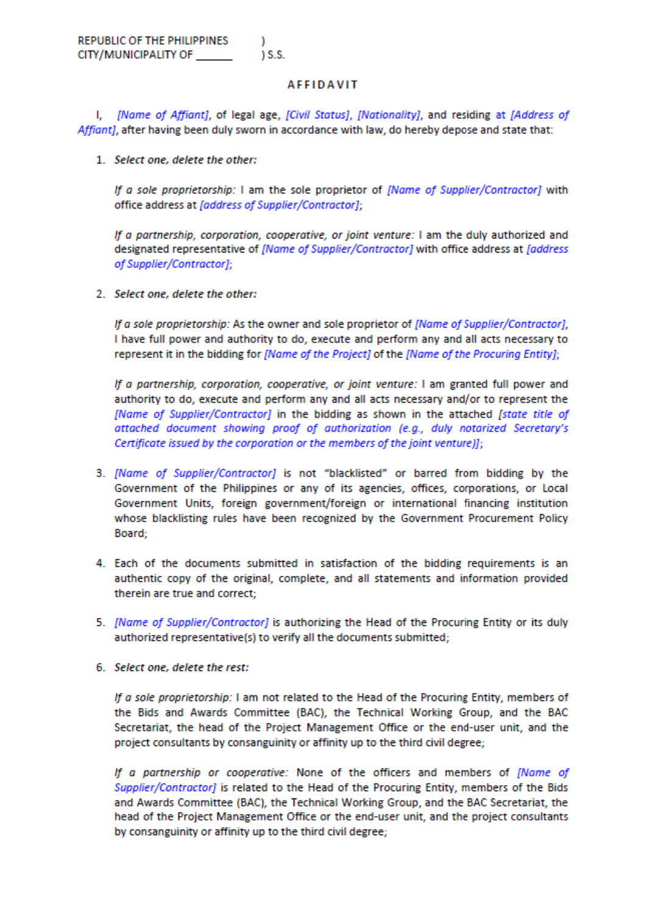REPUBLIC OF THE PHILIPPINES )
CITY/MUNICIPALITY OF ______ ) S.S.

# AFFIDAVIT

I, *[Name of Affiant]*, of legal age, *[Civil Status]*, *[Nationality]*, and residing at *[Address of Affiant]*, after having been duly sworn in accordance with law, do hereby depose and state that:

1. ***Select one, delete the other:***

   *If a sole proprietorship:* I am the sole proprietor of *[Name of Supplier/Contractor]* with office address at *[address of Supplier/Contractor]*;

   *If a partnership, corporation, cooperative, or joint venture:* I am the duly authorized and designated representative of *[Name of Supplier/Contractor]* with office address at *[address of Supplier/Contractor]*;

2. ***Select one, delete the other:***

   *If a sole proprietorship:* As the owner and sole proprietor of *[Name of Supplier/Contractor]*, I have full power and authority to do, execute and perform any and all acts necessary to represent it in the bidding for *[Name of the Project]* of the *[Name of the Procuring Entity]*;

   *If a partnership, corporation, cooperative, or joint venture:* I am granted full power and authority to do, execute and perform any and all acts necessary and/or to represent the *[Name of Supplier/Contractor]* in the bidding as shown in the attached *[state title of attached document showing proof of authorization (e.g., duly notarized Secretary's Certificate issued by the corporation or the members of the joint venture)]*;

3. *[Name of Supplier/Contractor]* is not "blacklisted" or barred from bidding by the Government of the Philippines or any of its agencies, offices, corporations, or Local Government Units, foreign government/foreign or international financing institution whose blacklisting rules have been recognized by the Government Procurement Policy Board;

4. Each of the documents submitted in satisfaction of the bidding requirements is an authentic copy of the original, complete, and all statements and information provided therein are true and correct;

5. *[Name of Supplier/Contractor]* is authorizing the Head of the Procuring Entity or its duly authorized representative(s) to verify all the documents submitted;

6. ***Select one, delete the rest:***

   *If a sole proprietorship:* I am not related to the Head of the Procuring Entity, members of the Bids and Awards Committee (BAC), the Technical Working Group, and the BAC Secretariat, the head of the Project Management Office or the end-user unit, and the project consultants by consanguinity or affinity up to the third civil degree;

   *If a partnership or cooperative:* None of the officers and members of *[Name of Supplier/Contractor]* is related to the Head of the Procuring Entity, members of the Bids and Awards Committee (BAC), the Technical Working Group, and the BAC Secretariat, the head of the Project Management Office or the end-user unit, and the project consultants by consanguinity or affinity up to the third civil degree;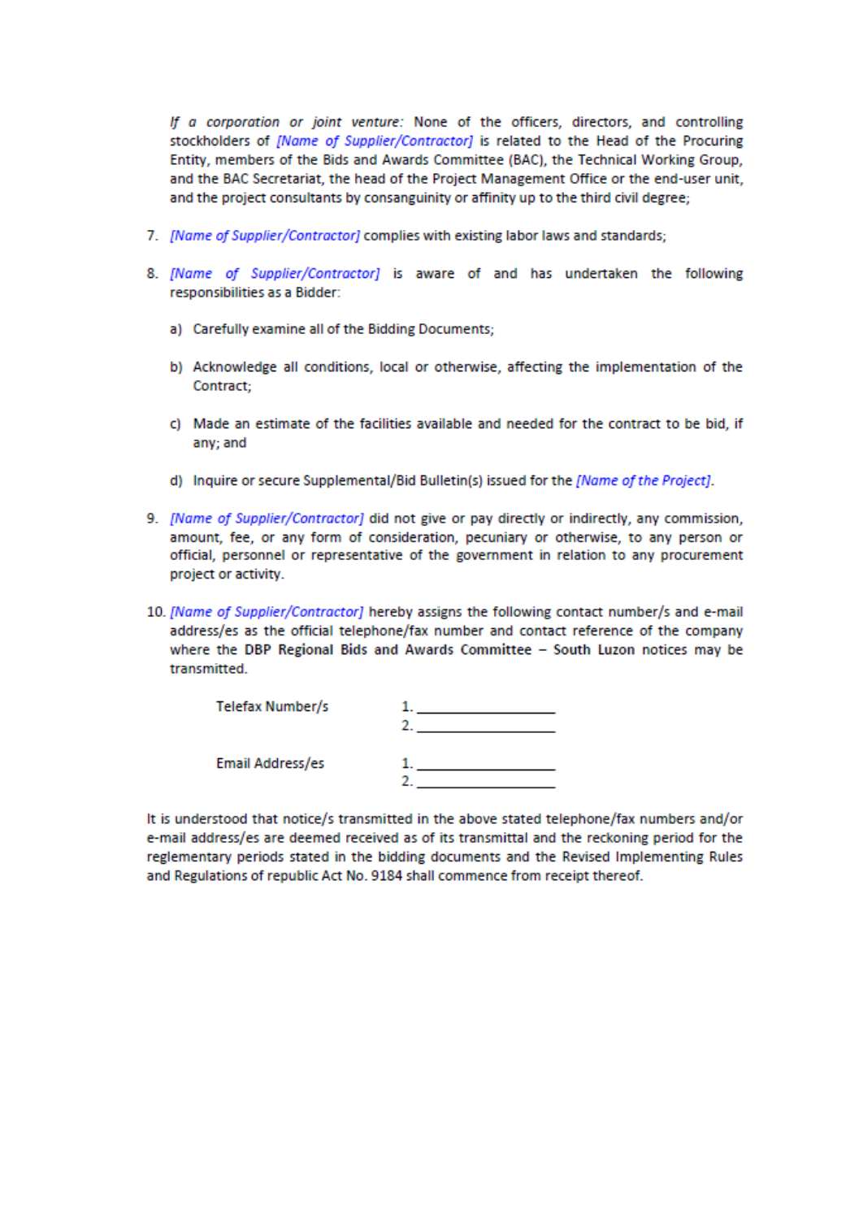*If a corporation or joint venture:* None of the officers, directors, and controlling stockholders of *[Name of Supplier/Contractor]* is related to the Head of the Procuring Entity, members of the Bids and Awards Committee (BAC), the Technical Working Group, and the BAC Secretariat, the head of the Project Management Office or the end-user unit, and the project consultants by consanguinity or affinity up to the third civil degree;

7. *[Name of Supplier/Contractor]* complies with existing labor laws and standards;

8. *[Name of Supplier/Contractor]* is aware of and has undertaken the following responsibilities as a Bidder:

   a) Carefully examine all of the Bidding Documents;

   b) Acknowledge all conditions, local or otherwise, affecting the implementation of the Contract;

   c) Made an estimate of the facilities available and needed for the contract to be bid, if any; and

   d) Inquire or secure Supplemental/Bid Bulletin(s) issued for the *[Name of the Project]*.

9. *[Name of Supplier/Contractor]* did not give or pay directly or indirectly, any commission, amount, fee, or any form of consideration, pecuniary or otherwise, to any person or official, personnel or representative of the government in relation to any procurement project or activity.

10. *[Name of Supplier/Contractor]* hereby assigns the following contact number/s and e-mail address/es as the official telephone/fax number and contact reference of the company where the **DBP Regional Bids and Awards Committee – South Luzon** notices may be transmitted.

| | |
|---|---|
| Telefax Number/s | 1. ________________ <br> 2. ________________ |
| Email Address/es | 1. ________________ <br> 2. ________________ |

It is understood that notice/s transmitted in the above stated telephone/fax numbers and/or e-mail address/es are deemed received as of its transmittal and the reckoning period for the reglementary periods stated in the bidding documents and the Revised Implementing Rules and Regulations of republic Act No. 9184 shall commence from receipt thereof.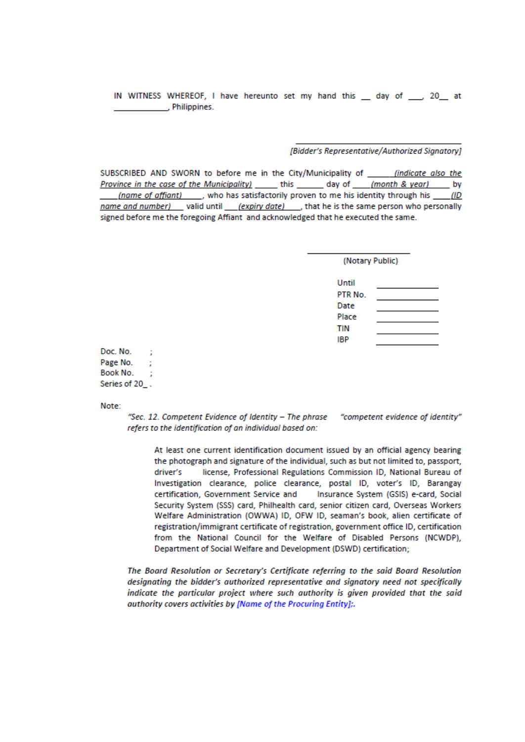IN WITNESS WHEREOF, I have hereunto set my hand this __ day of ___, 20__ at ___________, Philippines.

_______________________________

*[Bidder's Representative/Authorized Signatory]*

SUBSCRIBED AND SWORN to before me in the City/Municipality of ______ *(indicate also the Province in the case of the Municipality)* _____ this ______ day of ____ *(month & year)* _____ by ____ *(name of affiant)* ____, who has satisfactorily proven to me his identity through his ____ *(ID name and number)* ___ valid until ___ *(expiry date)* ___, that he is the same person who personally signed before me the foregoing Affiant and acknowledged that he executed the same.

_______________________

(Notary Public)

Until ____________
PTR No. ____________
Date ____________
Place ____________
TIN ____________
IBP ____________

Doc. No. ;
Page No. ;
Book No. ;
Series of 20_ .

Note:

> *"Sec. 12. Competent Evidence of Identity – The phrase "competent evidence of identity" refers to the identification of an individual based on:*
>
> At least one current identification document issued by an official agency bearing the photograph and signature of the individual, such as but not limited to, passport, driver's license, Professional Regulations Commission ID, National Bureau of Investigation clearance, police clearance, postal ID, voter's ID, Barangay certification, Government Service and Insurance System (GSIS) e-card, Social Security System (SSS) card, Philhealth card, senior citizen card, Overseas Workers Welfare Administration (OWWA) ID, OFW ID, seaman's book, alien certificate of registration/immigrant certificate of registration, government office ID, certification from the National Council for the Welfare of Disabled Persons (NCWDP), Department of Social Welfare and Development (DSWD) certification;
>
> *The Board Resolution or Secretary's Certificate referring to the said Board Resolution designating the bidder's authorized representative and signatory need not specifically indicate the particular project where such authority is given provided that the said authority covers activities by [Name of the Procuring Entity];.*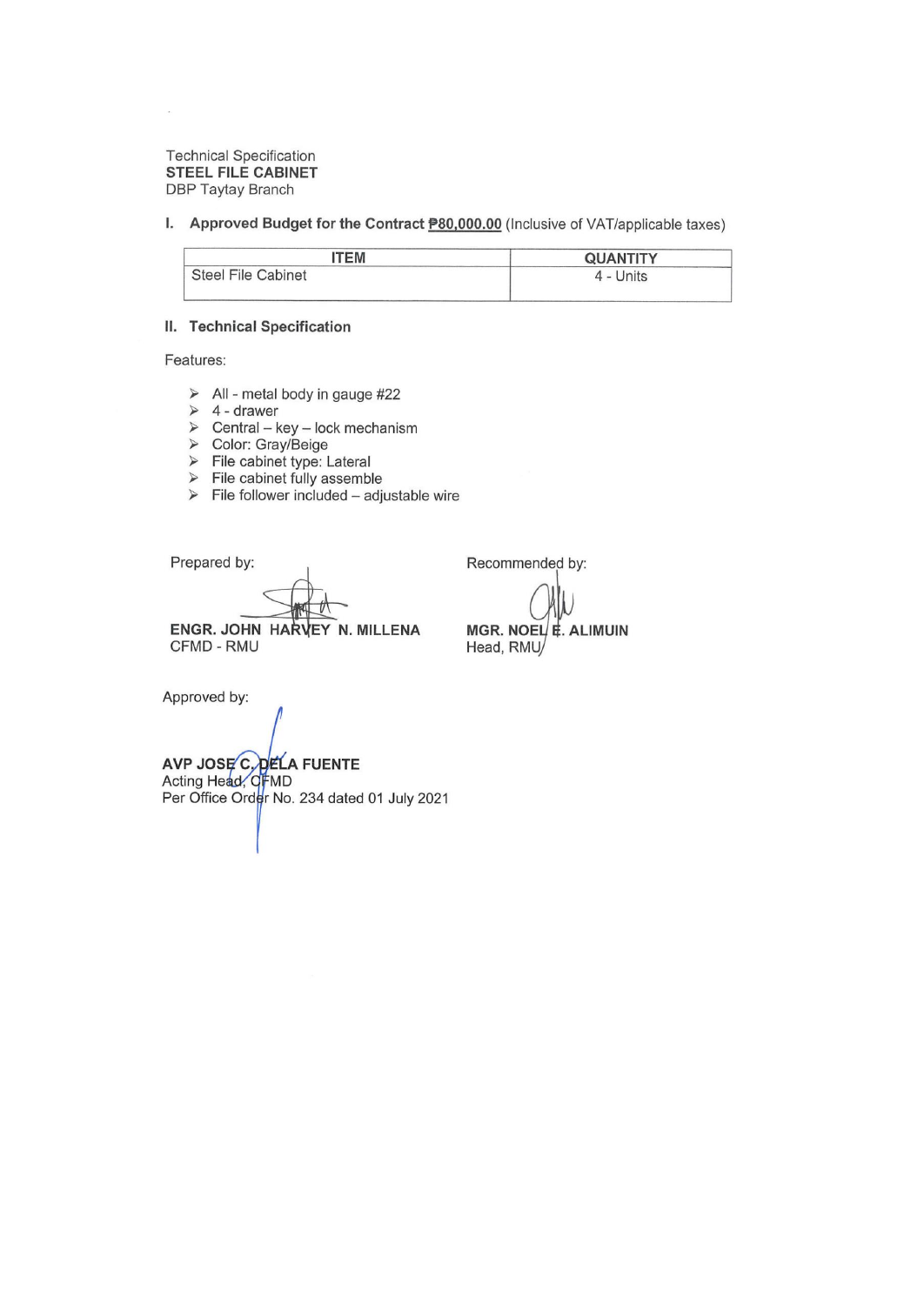Technical Specification
**STEEL FILE CABINET**
DBP Taytay Branch

## I. Approved Budget for the Contract ₱80,000.00 (Inclusive of VAT/applicable taxes)

| ITEM | QUANTITY |
|---|---|
| Steel File Cabinet | 4 - Units |

## II. Technical Specification

Features:

- All - metal body in gauge #22
- 4 - drawer
- Central – key – lock mechanism
- Color: Gray/Beige
- File cabinet type: Lateral
- File cabinet fully assemble
- File follower included – adjustable wire

Prepared by:

**ENGR. JOHN HARVEY N. MILLENA**
CFMD - RMU

Recommended by:

**MGR. NOEL E. ALIMUIN**
Head, RMU

Approved by:

**AVP JOSE C. DELA FUENTE**
Acting Head, CFMD
Per Office Order No. 234 dated 01 July 2021